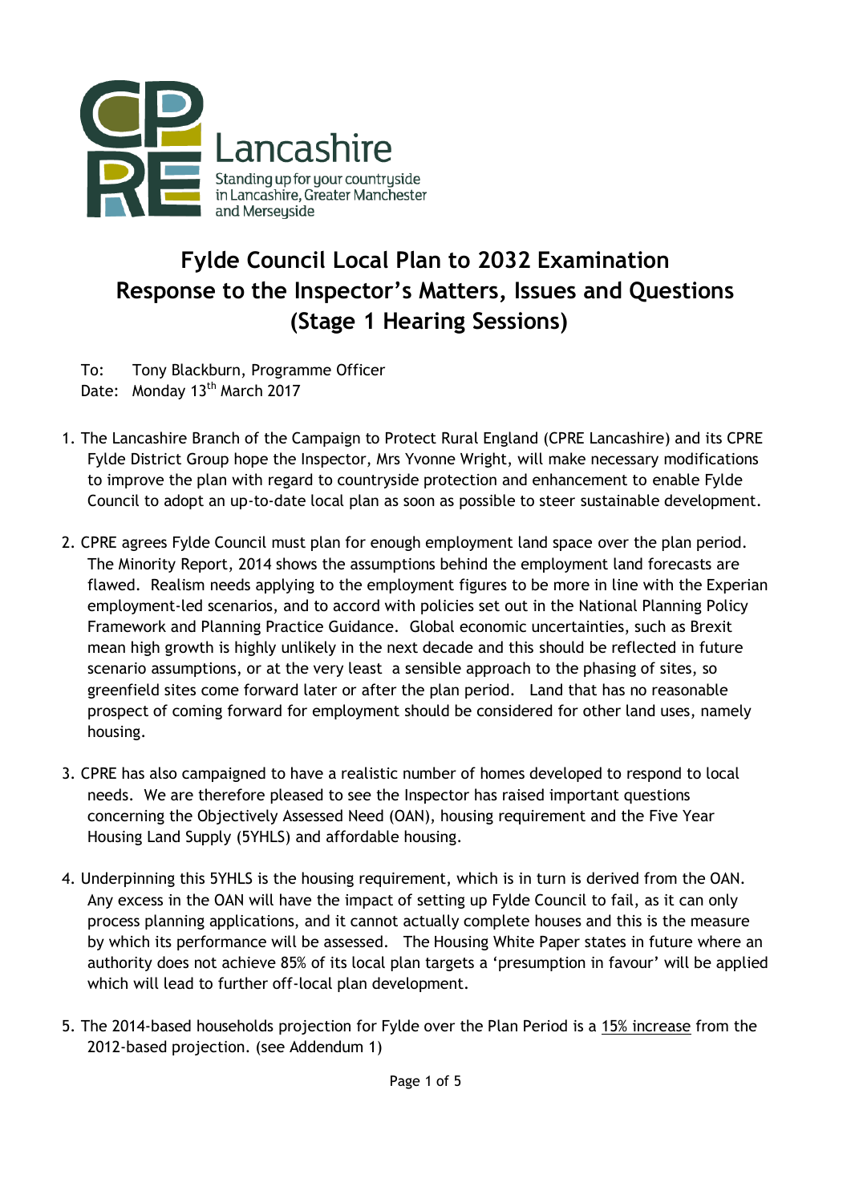CPRE Lancashire

Standing up for your countryside in Lancashire, Greater Manchester and Merseyside

# Fylde Council Local Plan to 2032 Examination
# Response to the Inspector's Matters, Issues and Questions
# (Stage 1 Hearing Sessions)

To: Tony Blackburn, Programme Officer
Date: Monday 13th March 2017

1. The Lancashire Branch of the Campaign to Protect Rural England (CPRE Lancashire) and its CPRE Fylde District Group hope the Inspector, Mrs Yvonne Wright, will make necessary modifications to improve the plan with regard to countryside protection and enhancement to enable Fylde Council to adopt an up-to-date local plan as soon as possible to steer sustainable development.

2. CPRE agrees Fylde Council must plan for enough employment land space over the plan period. The Minority Report, 2014 shows the assumptions behind the employment land forecasts are flawed. Realism needs applying to the employment figures to be more in line with the Experian employment-led scenarios, and to accord with policies set out in the National Planning Policy Framework and Planning Practice Guidance. Global economic uncertainties, such as Brexit mean high growth is highly unlikely in the next decade and this should be reflected in future scenario assumptions, or at the very least a sensible approach to the phasing of sites, so greenfield sites come forward later or after the plan period. Land that has no reasonable prospect of coming forward for employment should be considered for other land uses, namely housing.

3. CPRE has also campaigned to have a realistic number of homes developed to respond to local needs. We are therefore pleased to see the Inspector has raised important questions concerning the Objectively Assessed Need (OAN), housing requirement and the Five Year Housing Land Supply (5YHLS) and affordable housing.

4. Underpinning this 5YHLS is the housing requirement, which is in turn is derived from the OAN. Any excess in the OAN will have the impact of setting up Fylde Council to fail, as it can only process planning applications, and it cannot actually complete houses and this is the measure by which its performance will be assessed. The Housing White Paper states in future where an authority does not achieve 85% of its local plan targets a 'presumption in favour' will be applied which will lead to further off-local plan development.

5. The 2014-based households projection for Fylde over the Plan Period is a <u>15% increase</u> from the 2012-based projection. (see Addendum 1)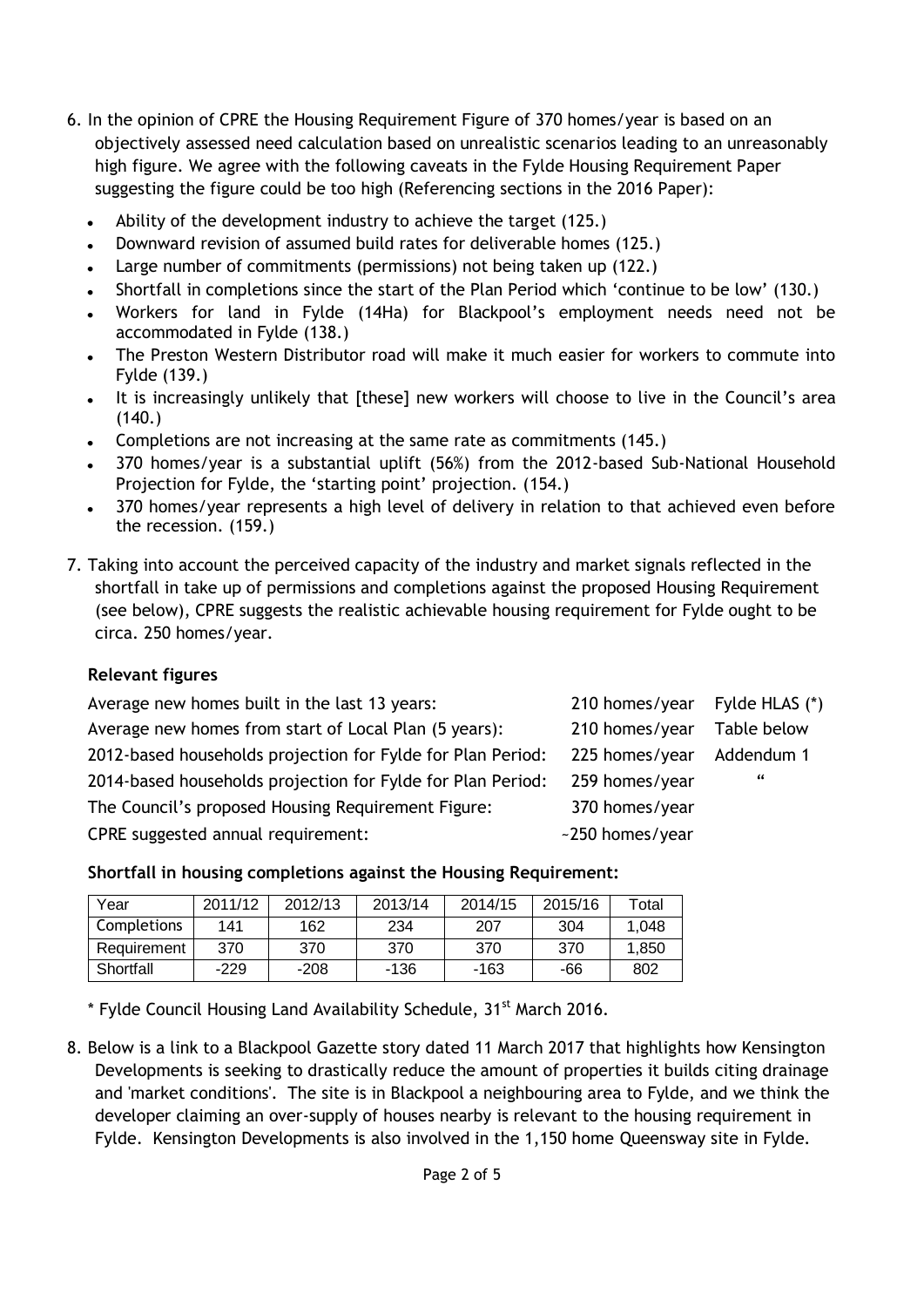6. In the opinion of CPRE the Housing Requirement Figure of 370 homes/year is based on an objectively assessed need calculation based on unrealistic scenarios leading to an unreasonably high figure. We agree with the following caveats in the Fylde Housing Requirement Paper suggesting the figure could be too high (Referencing sections in the 2016 Paper):

   - Ability of the development industry to achieve the target (125.)
   - Downward revision of assumed build rates for deliverable homes (125.)
   - Large number of commitments (permissions) not being taken up (122.)
   - Shortfall in completions since the start of the Plan Period which 'continue to be low' (130.)
   - Workers for land in Fylde (14Ha) for Blackpool's employment needs need not be accommodated in Fylde (138.)
   - The Preston Western Distributor road will make it much easier for workers to commute into Fylde (139.)
   - It is increasingly unlikely that [these] new workers will choose to live in the Council's area (140.)
   - Completions are not increasing at the same rate as commitments (145.)
   - 370 homes/year is a substantial uplift (56%) from the 2012-based Sub-National Household Projection for Fylde, the 'starting point' projection. (154.)
   - 370 homes/year represents a high level of delivery in relation to that achieved even before the recession. (159.)

7. Taking into account the perceived capacity of the industry and market signals reflected in the shortfall in take up of permissions and completions against the proposed Housing Requirement (see below), CPRE suggests the realistic achievable housing requirement for Fylde ought to be circa. 250 homes/year.

**Relevant figures**

| | | |
|---|---|---|
| Average new homes built in the last 13 years: | 210 homes/year | Fylde HLAS (*) |
| Average new homes from start of Local Plan (5 years): | 210 homes/year | Table below |
| 2012-based households projection for Fylde for Plan Period: | 225 homes/year | Addendum 1 |
| 2014-based households projection for Fylde for Plan Period: | 259 homes/year | " |
| The Council's proposed Housing Requirement Figure: | 370 homes/year | |
| CPRE suggested annual requirement: | ~250 homes/year | |

**Shortfall in housing completions against the Housing Requirement:**

| Year | 2011/12 | 2012/13 | 2013/14 | 2014/15 | 2015/16 | Total |
|---|---|---|---|---|---|---|
| Completions | 141 | 162 | 234 | 207 | 304 | 1,048 |
| Requirement | 370 | 370 | 370 | 370 | 370 | 1,850 |
| Shortfall | -229 | -208 | -136 | -163 | -66 | 802 |

\* Fylde Council Housing Land Availability Schedule, 31st March 2016.

8. Below is a link to a Blackpool Gazette story dated 11 March 2017 that highlights how Kensington Developments is seeking to drastically reduce the amount of properties it builds citing drainage and 'market conditions'. The site is in Blackpool a neighbouring area to Fylde, and we think the developer claiming an over-supply of houses nearby is relevant to the housing requirement in Fylde. Kensington Developments is also involved in the 1,150 home Queensway site in Fylde.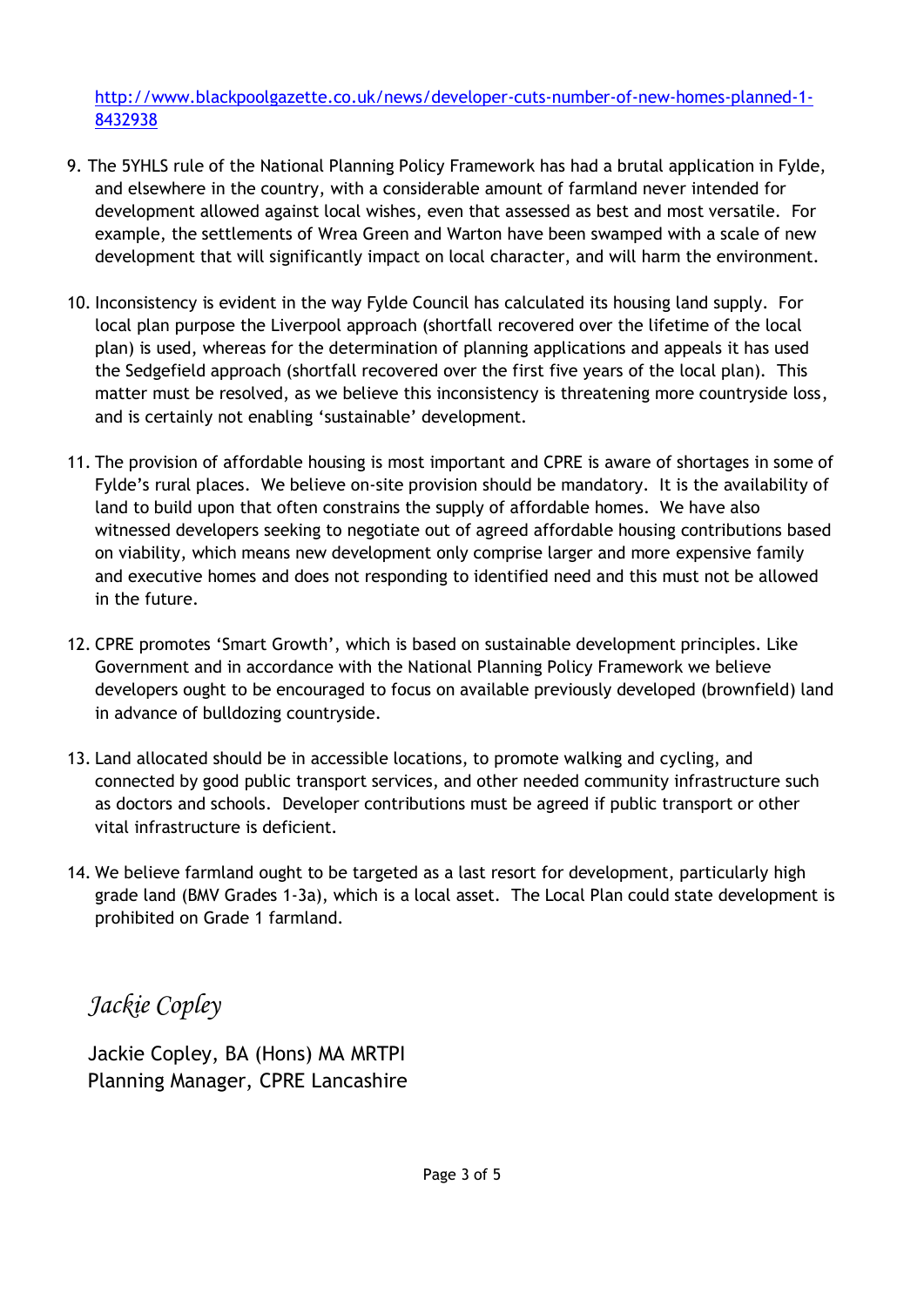[http://www.blackpoolgazette.co.uk/news/developer-cuts-number-of-new-homes-planned-1-8432938](http://www.blackpoolgazette.co.uk/news/developer-cuts-number-of-new-homes-planned-1-8432938)

9. The 5YHLS rule of the National Planning Policy Framework has had a brutal application in Fylde, and elsewhere in the country, with a considerable amount of farmland never intended for development allowed against local wishes, even that assessed as best and most versatile. For example, the settlements of Wrea Green and Warton have been swamped with a scale of new development that will significantly impact on local character, and will harm the environment.

10. Inconsistency is evident in the way Fylde Council has calculated its housing land supply. For local plan purpose the Liverpool approach (shortfall recovered over the lifetime of the local plan) is used, whereas for the determination of planning applications and appeals it has used the Sedgefield approach (shortfall recovered over the first five years of the local plan). This matter must be resolved, as we believe this inconsistency is threatening more countryside loss, and is certainly not enabling 'sustainable' development.

11. The provision of affordable housing is most important and CPRE is aware of shortages in some of Fylde's rural places. We believe on-site provision should be mandatory. It is the availability of land to build upon that often constrains the supply of affordable homes. We have also witnessed developers seeking to negotiate out of agreed affordable housing contributions based on viability, which means new development only comprise larger and more expensive family and executive homes and does not responding to identified need and this must not be allowed in the future.

12. CPRE promotes 'Smart Growth', which is based on sustainable development principles. Like Government and in accordance with the National Planning Policy Framework we believe developers ought to be encouraged to focus on available previously developed (brownfield) land in advance of bulldozing countryside.

13. Land allocated should be in accessible locations, to promote walking and cycling, and connected by good public transport services, and other needed community infrastructure such as doctors and schools. Developer contributions must be agreed if public transport or other vital infrastructure is deficient.

14. We believe farmland ought to be targeted as a last resort for development, particularly high grade land (BMV Grades 1-3a), which is a local asset. The Local Plan could state development is prohibited on Grade 1 farmland.

*Jackie Copley*

Jackie Copley, BA (Hons) MA MRTPI
Planning Manager, CPRE Lancashire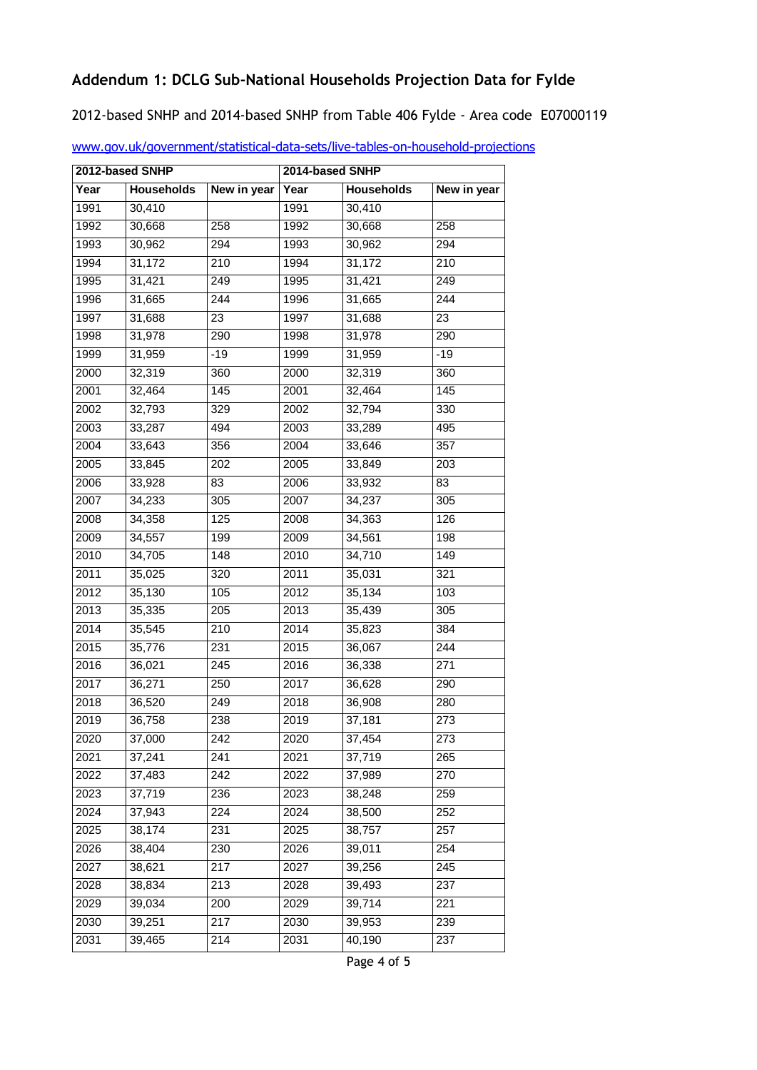## Addendum 1: DCLG Sub-National Households Projection Data for Fylde

2012-based SNHP and 2014-based SNHP from Table 406 Fylde - Area code E07000119

[www.gov.uk/government/statistical-data-sets/live-tables-on-household-projections](www.gov.uk/government/statistical-data-sets/live-tables-on-household-projections)

| 2012-based SNHP | | | 2014-based SNHP | | |
|---|---|---|---|---|---|
| Year | Households | New in year | Year | Households | New in year |
| 1991 | 30,410 | | 1991 | 30,410 | |
| 1992 | 30,668 | 258 | 1992 | 30,668 | 258 |
| 1993 | 30,962 | 294 | 1993 | 30,962 | 294 |
| 1994 | 31,172 | 210 | 1994 | 31,172 | 210 |
| 1995 | 31,421 | 249 | 1995 | 31,421 | 249 |
| 1996 | 31,665 | 244 | 1996 | 31,665 | 244 |
| 1997 | 31,688 | 23 | 1997 | 31,688 | 23 |
| 1998 | 31,978 | 290 | 1998 | 31,978 | 290 |
| 1999 | 31,959 | -19 | 1999 | 31,959 | -19 |
| 2000 | 32,319 | 360 | 2000 | 32,319 | 360 |
| 2001 | 32,464 | 145 | 2001 | 32,464 | 145 |
| 2002 | 32,793 | 329 | 2002 | 32,794 | 330 |
| 2003 | 33,287 | 494 | 2003 | 33,289 | 495 |
| 2004 | 33,643 | 356 | 2004 | 33,646 | 357 |
| 2005 | 33,845 | 202 | 2005 | 33,849 | 203 |
| 2006 | 33,928 | 83 | 2006 | 33,932 | 83 |
| 2007 | 34,233 | 305 | 2007 | 34,237 | 305 |
| 2008 | 34,358 | 125 | 2008 | 34,363 | 126 |
| 2009 | 34,557 | 199 | 2009 | 34,561 | 198 |
| 2010 | 34,705 | 148 | 2010 | 34,710 | 149 |
| 2011 | 35,025 | 320 | 2011 | 35,031 | 321 |
| 2012 | 35,130 | 105 | 2012 | 35,134 | 103 |
| 2013 | 35,335 | 205 | 2013 | 35,439 | 305 |
| 2014 | 35,545 | 210 | 2014 | 35,823 | 384 |
| 2015 | 35,776 | 231 | 2015 | 36,067 | 244 |
| 2016 | 36,021 | 245 | 2016 | 36,338 | 271 |
| 2017 | 36,271 | 250 | 2017 | 36,628 | 290 |
| 2018 | 36,520 | 249 | 2018 | 36,908 | 280 |
| 2019 | 36,758 | 238 | 2019 | 37,181 | 273 |
| 2020 | 37,000 | 242 | 2020 | 37,454 | 273 |
| 2021 | 37,241 | 241 | 2021 | 37,719 | 265 |
| 2022 | 37,483 | 242 | 2022 | 37,989 | 270 |
| 2023 | 37,719 | 236 | 2023 | 38,248 | 259 |
| 2024 | 37,943 | 224 | 2024 | 38,500 | 252 |
| 2025 | 38,174 | 231 | 2025 | 38,757 | 257 |
| 2026 | 38,404 | 230 | 2026 | 39,011 | 254 |
| 2027 | 38,621 | 217 | 2027 | 39,256 | 245 |
| 2028 | 38,834 | 213 | 2028 | 39,493 | 237 |
| 2029 | 39,034 | 200 | 2029 | 39,714 | 221 |
| 2030 | 39,251 | 217 | 2030 | 39,953 | 239 |
| 2031 | 39,465 | 214 | 2031 | 40,190 | 237 |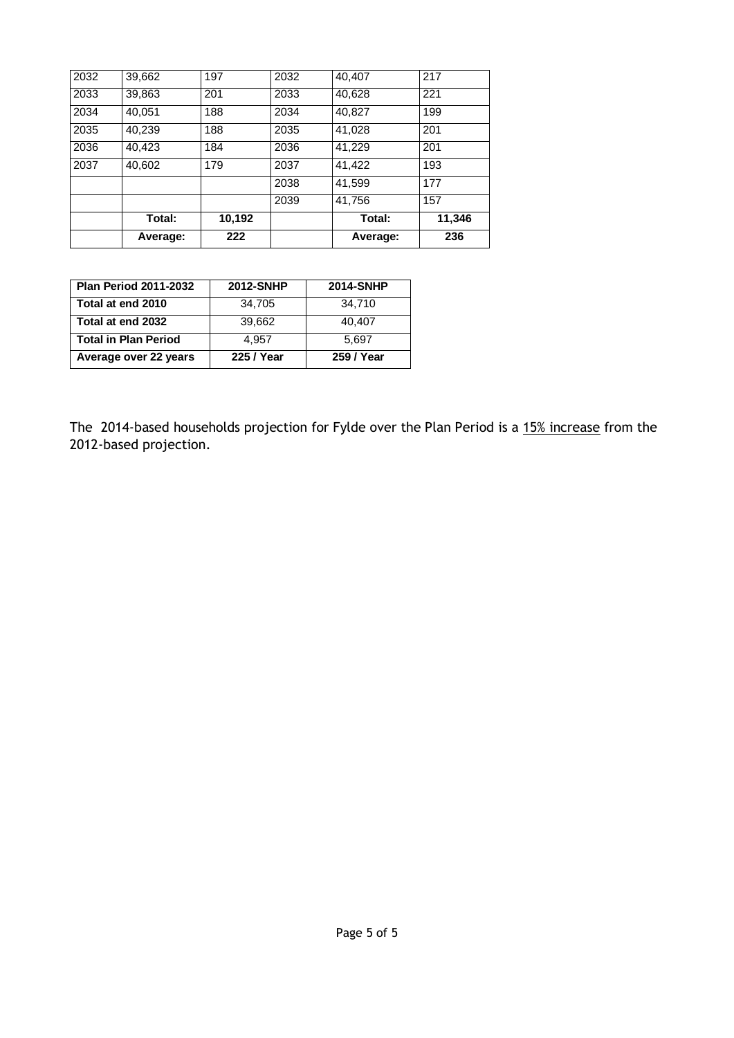| | | | | | |
|---|---|---|---|---|---|
| 2032 | 39,662 | 197 | 2032 | 40,407 | 217 |
| 2033 | 39,863 | 201 | 2033 | 40,628 | 221 |
| 2034 | 40,051 | 188 | 2034 | 40,827 | 199 |
| 2035 | 40,239 | 188 | 2035 | 41,028 | 201 |
| 2036 | 40,423 | 184 | 2036 | 41,229 | 201 |
| 2037 | 40,602 | 179 | 2037 | 41,422 | 193 |
| | | | 2038 | 41,599 | 177 |
| | | | 2039 | 41,756 | 157 |
| | **Total:** | **10,192** | | **Total:** | **11,346** |
| | **Average:** | **222** | | **Average:** | **236** |

| **Plan Period 2011-2032** | **2012-SNHP** | **2014-SNHP** |
|---|---|---|
| **Total at end 2010** | 34,705 | 34,710 |
| **Total at end 2032** | 39,662 | 40,407 |
| **Total in Plan Period** | 4,957 | 5,697 |
| **Average over 22 years** | **225 / Year** | **259 / Year** |

The 2014-based households projection for Fylde over the Plan Period is a <u>15% increase</u> from the 2012-based projection.